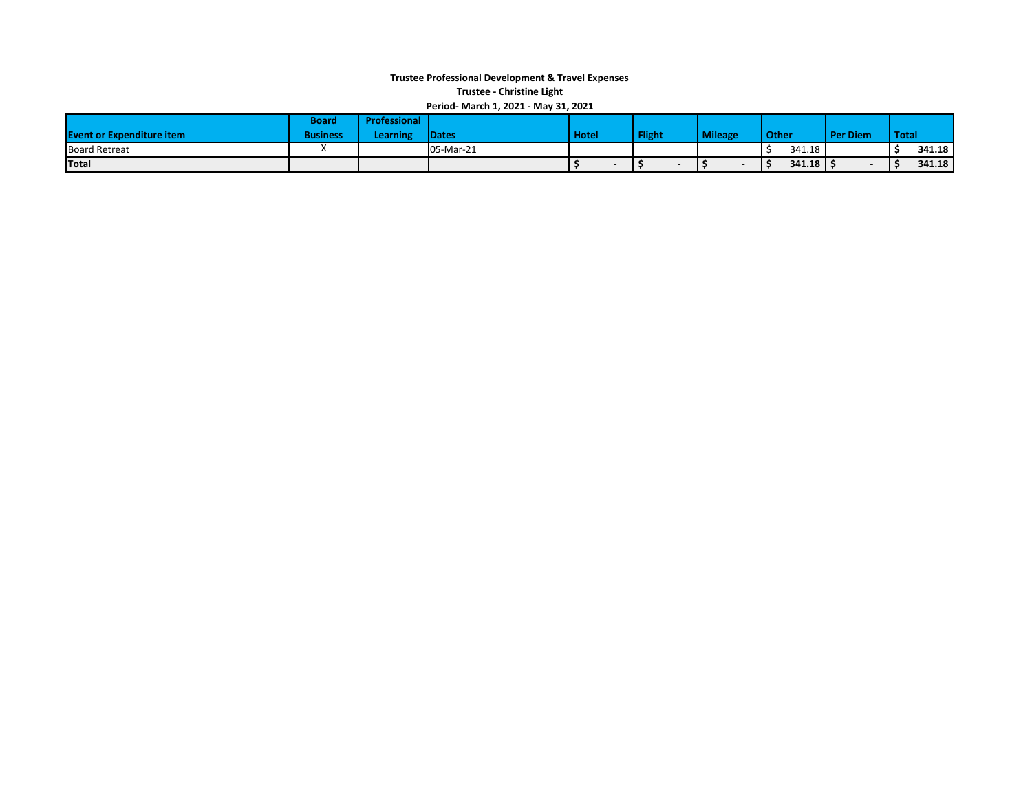**Trustee Professional Development & Travel Expenses**

**Trustee - Christine Light**

**Period- March 1, 2021 - May 31, 2021**

| Event or Expenditure item | Board Business | Professional Learning | Dates | Hotel | Flight | Mileage | Other | Per Diem | Total |
|---|---|---|---|---|---|---|---|---|---|
| Board Retreat | X | | 05-Mar-21 | | | | $ 341.18 | | $ 341.18 |
| **Total** | | | | **$ -** | **$ -** | **$ -** | **$ 341.18** | **$ -** | **$ 341.18** |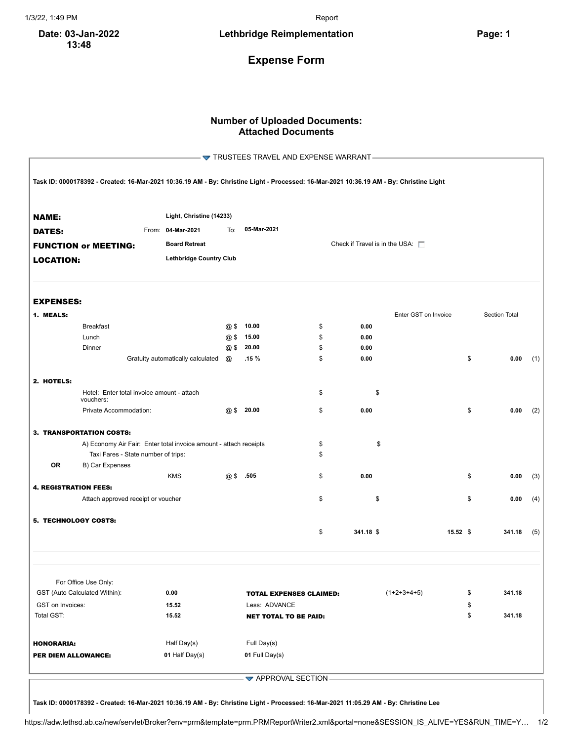**Date: 03-Jan-2022 13:48**

**Lethbridge Reimplementation**

**Page: 1**

# Expense Form

## Number of Uploaded Documents:
## Attached Documents

### TRUSTEES TRAVEL AND EXPENSE WARRANT

**Task ID: 0000178392 - Created: 16-Mar-2021 10:36.19 AM - By: Christine Light - Processed: 16-Mar-2021 10:36.19 AM - By: Christine Light**

| | | | |
|---|---|---|---|
| **NAME:** | **Light, Christine (14233)** | | |
| **DATES:** | From: **04-Mar-2021** | To: **05-Mar-2021** | |
| **FUNCTION or MEETING:** | **Board Retreat** | Check if Travel is in the USA: ☐ | |
| **LOCATION:** | **Lethbridge Country Club** | | |

**EXPENSES:**

| | | | Rate | | Amount | Enter GST on Invoice | Section Total | |
|---|---|---|---|---|---|---|---|---|
| **1. MEALS:** | | | | | | | | |
| | Breakfast | @ $ | **10.00** | $ | **0.00** | | | |
| | Lunch | @ $ | **15.00** | $ | **0.00** | | | |
| | Dinner | @ $ | **20.00** | $ | **0.00** | | | |
| | Gratuity automatically calculated | @ | **.15 %** | $ | **0.00** | | $ **0.00** | (1) |
| **2. HOTELS:** | | | | | | | | |
| | Hotel: Enter total invoice amount - attach vouchers: | | | $ | | $ | | |
| | Private Accommodation: | @ $ | **20.00** | $ | **0.00** | | $ **0.00** | (2) |
| **3. TRANSPORTATION COSTS:** | | | | | | | | |
| | A) Economy Air Fair: Enter total invoice amount - attach receipts | | | $ | | $ | | |
| | Taxi Fares - State number of trips: | | | $ | | | | |
| OR | B) Car Expenses | | | | | | | |
| | KMS | @ $ | **.505** | $ | **0.00** | | $ **0.00** | (3) |
| **4. REGISTRATION FEES:** | | | | | | | | |
| | Attach approved receipt or voucher | | | $ | | $ | $ **0.00** | (4) |
| **5. TECHNOLOGY COSTS:** | | | | | | | | |
| | | | | $ | **341.18** | $ **15.52** | $ **341.18** | (5) |

| For Office Use Only: | | | | |
|---|---|---|---|---|
| GST (Auto Calculated Within): | **0.00** | **TOTAL EXPENSES CLAIMED:** | (1+2+3+4+5) | $ **341.18** |
| GST on Invoices: | **15.52** | Less: ADVANCE | | $ |
| Total GST: | **15.52** | **NET TOTAL TO BE PAID:** | | $ **341.18** |

| | | |
|---|---|---|
| **HONORARIA:** | Half Day(s) | Full Day(s) |
| **PER DIEM ALLOWANCE:** | **01** Half Day(s) | **01** Full Day(s) |

### APPROVAL SECTION

**Task ID: 0000178392 - Created: 16-Mar-2021 10:36.19 AM - By: Christine Light - Processed: 16-Mar-2021 11:05.29 AM - By: Christine Lee**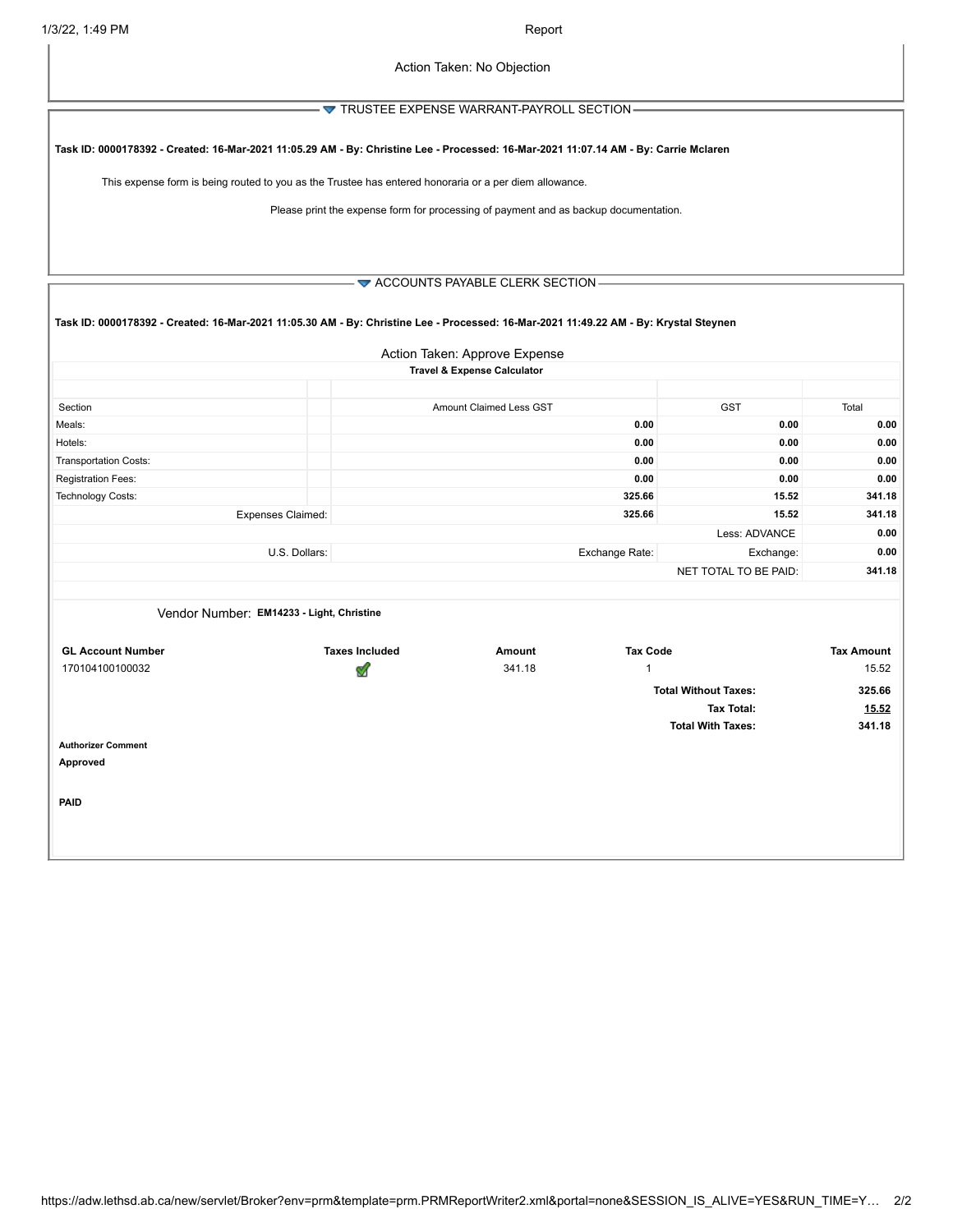Action Taken: No Objection

## TRUSTEE EXPENSE WARRANT-PAYROLL SECTION

**Task ID: 0000178392 - Created: 16-Mar-2021 11:05.29 AM - By: Christine Lee - Processed: 16-Mar-2021 11:07.14 AM - By: Carrie Mclaren**

This expense form is being routed to you as the Trustee has entered honoraria or a per diem allowance.

Please print the expense form for processing of payment and as backup documentation.

## ACCOUNTS PAYABLE CLERK SECTION

**Task ID: 0000178392 - Created: 16-Mar-2021 11:05.30 AM - By: Christine Lee - Processed: 16-Mar-2021 11:49.22 AM - By: Krystal Steynen**

Action Taken: Approve Expense

**Travel & Expense Calculator**

| Section | | Amount Claimed Less GST | GST | Total |
|---|---|---|---|---|
| Meals: | | **0.00** | **0.00** | **0.00** |
| Hotels: | | **0.00** | **0.00** | **0.00** |
| Transportation Costs: | | **0.00** | **0.00** | **0.00** |
| Registration Fees: | | **0.00** | **0.00** | **0.00** |
| Technology Costs: | | **325.66** | **15.52** | **341.18** |
| Expenses Claimed: | | **325.66** | **15.52** | **341.18** |
| | | | Less: ADVANCE | **0.00** |
| U.S. Dollars: | | Exchange Rate: | Exchange: | **0.00** |
| | | | NET TOTAL TO BE PAID: | **341.18** |

Vendor Number: **EM14233 - Light, Christine**

| GL Account Number | Taxes Included | Amount | Tax Code | Tax Amount |
|---|---|---|---|---|
| 170104100100032 | ✓ | 341.18 | 1 | 15.52 |
| | | | **Total Without Taxes:** | **325.66** |
| | | | **Tax Total:** | **15.52** |
| | | | **Total With Taxes:** | **341.18** |

**Authorizer Comment**

**Approved**

**PAID**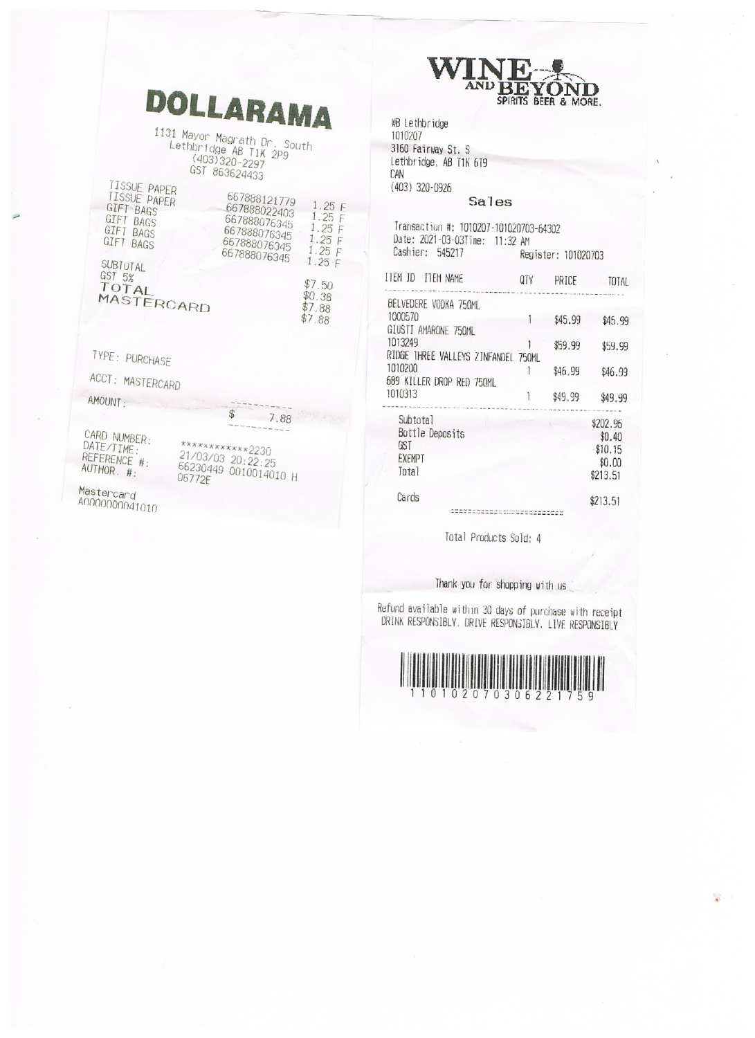# DOLLARAMA

1131 Mayor Magrath Dr. South
Lethbridge AB T1K 2P9
(403)320-2297
GST 863624433

| | | |
|---|---|---|
| TISSUE PAPER | 667888121779 | 1.25 F |
| TISSUE PAPER | 667888022403 | 1.25 F |
| GIFT BAGS | 667888076345 | 1.25 F |
| GIFT BAGS | 667888076345 | 1.25 F |
| GIFT BAGS | 667888076345 | 1.25 F |
| GIFT BAGS | 667888076345 | 1.25 F |
| SUBTOTAL | | $7.50 |
| GST 5% | | $0.38 |
| TOTAL | | $7.88 |
| MASTERCARD | | $7.88 |

TYPE: PURCHASE

ACCT: MASTERCARD

AMOUNT: $ 7.88

CARD NUMBER: ************2230
DATE/TIME: 21/03/03 20:22:25
REFERENCE #: 66230449 0010014010 H
AUTHOR. #: 06772E

Mastercard
A0000000041010

---

# WINE AND BEYOND

SPIRITS BEER & MORE.

WB Lethbridge
1010207
3160 Fairway St. S
Lethbridge, AB T1K 6T9
CAN
(403) 320-0926

## Sales

Transaction #: 1010207-101020703-64302
Date: 2021-03-03 Time: 11:32 AM
Cashier: 545217 Register: 101020703

| ITEM ID | ITEM NAME | QTY | PRICE | TOTAL |
|---|---|---|---|---|
| 1000570 | BELVEDERE VODKA 750ML | 1 | $45.99 | $45.99 |
| 1013249 | GIUSTI AMARONE 750ML | 1 | $59.99 | $59.99 |
| 1010200 | RIDGE THREE VALLEYS ZINFANDEL 750ML | 1 | $46.99 | $46.99 |
| 1010313 | 689 KILLER DROP RED 750ML | 1 | $49.99 | $49.99 |

| | |
|---|---|
| Subtotal | $202.96 |
| Bottle Deposits | $0.40 |
| GST | $10.15 |
| EXEMPT | $0.00 |
| Total | $213.51 |
| Cards | $213.51 |

Total Products Sold: 4

Thank you for shopping with us

Refund available within 30 days of purchase with receipt
DRINK RESPONSIBLY. DRIVE RESPONSIBLY. LIVE RESPONSIBLY

1101020703062217 59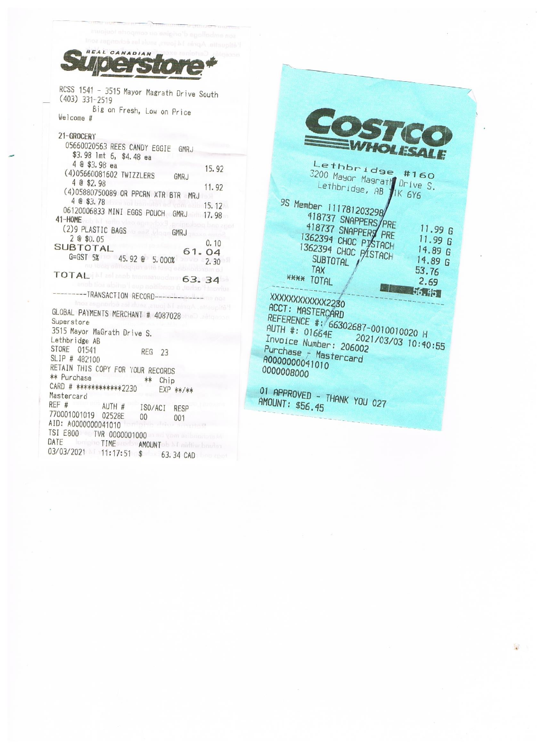REAL CANADIAN **Superstore**

RCSS 1541 - 3515 Mayor Magrath Drive South
(403) 331-2519
Big on Fresh, Low on Price
Welcome #

21-GROCERY

| | | |
|---|---|---|
| 05660020563 REES CANDY EGGIE | GMRJ | |
| $3.98 lmt 6, $4.48 ea | | |
| 4 @ $3.98 ea | | 15.92 |
| (4)05660081602 TWIZZLERS | GMRJ | |
| 4 @ $2.98 | | 11.92 |
| (4)05880750089 OR PPCRN XTR BTR | MRJ | |
| 4 @ $3.78 | | 15.12 |
| 06120006833 MINI EGGS POUCH | GMRJ | 17.98 |

41-HOME

| | | |
|---|---|---|
| (2)9 PLASTIC BAGS | GMRJ | |
| 2 @ $0.05 | | 0.10 |
| **SUBTOTAL** | | 61.04 |
| G=GST 5% | 45.92 @ 5.000% | 2.30 |
| **TOTAL** | | 63.34 |

---------TRANSACTION RECORD-----------

GLOBAL PAYMENTS MERCHANT # 4087028
Superstore
3515 Mayor MaGrath Drive S.
Lethbridge AB
STORE 01541 REG 23
SLIP # 482100
RETAIN THIS COPY FOR YOUR RECORDS
** Purchase ** Chip
CARD # ************2230 EXP **/**
Mastercard

| REF # | AUTH # | ISO/ACI | RESP |
|---|---|---|---|
| 770001001019 | 02528E | 00 | 001 |

AID: A0000000041010
TSI E800 TVR 0000001000

| DATE | TIME | AMOUNT |
|---|---|---|
| 03/03/2021 | 11:17:51 | $ 63.34 CAD |

---

**COSTCO WHOLESALE**

Lethbridge #160
3200 Mayor Magrath Drive S.
Lethbridge, AB T1K 6Y6

9S Member 111781203298

| | | |
|---|---|---|
| 418737 | SNAPPERS PRE | 11.99 G |
| 418737 | SNAPPERS PRE | 11.99 G |
| 1362394 | CHOC PISTACH | 14.89 G |
| 1362394 | CHOC PISTACH | 14.89 G |
| | SUBTOTAL | 53.76 |
| | TAX | 2.69 |
| **** | TOTAL | 56.45 |

XXXXXXXXXXXX2230
ACCT: MASTERCARD
REFERENCE #: 66302687-0010010020 H
AUTH #: 01664E 2021/03/03 10:40:55
Invoice Number: 206002
Purchase - Mastercard
A0000000041010
0000008000

01 APPROVED - THANK YOU 027
AMOUNT: $56.45